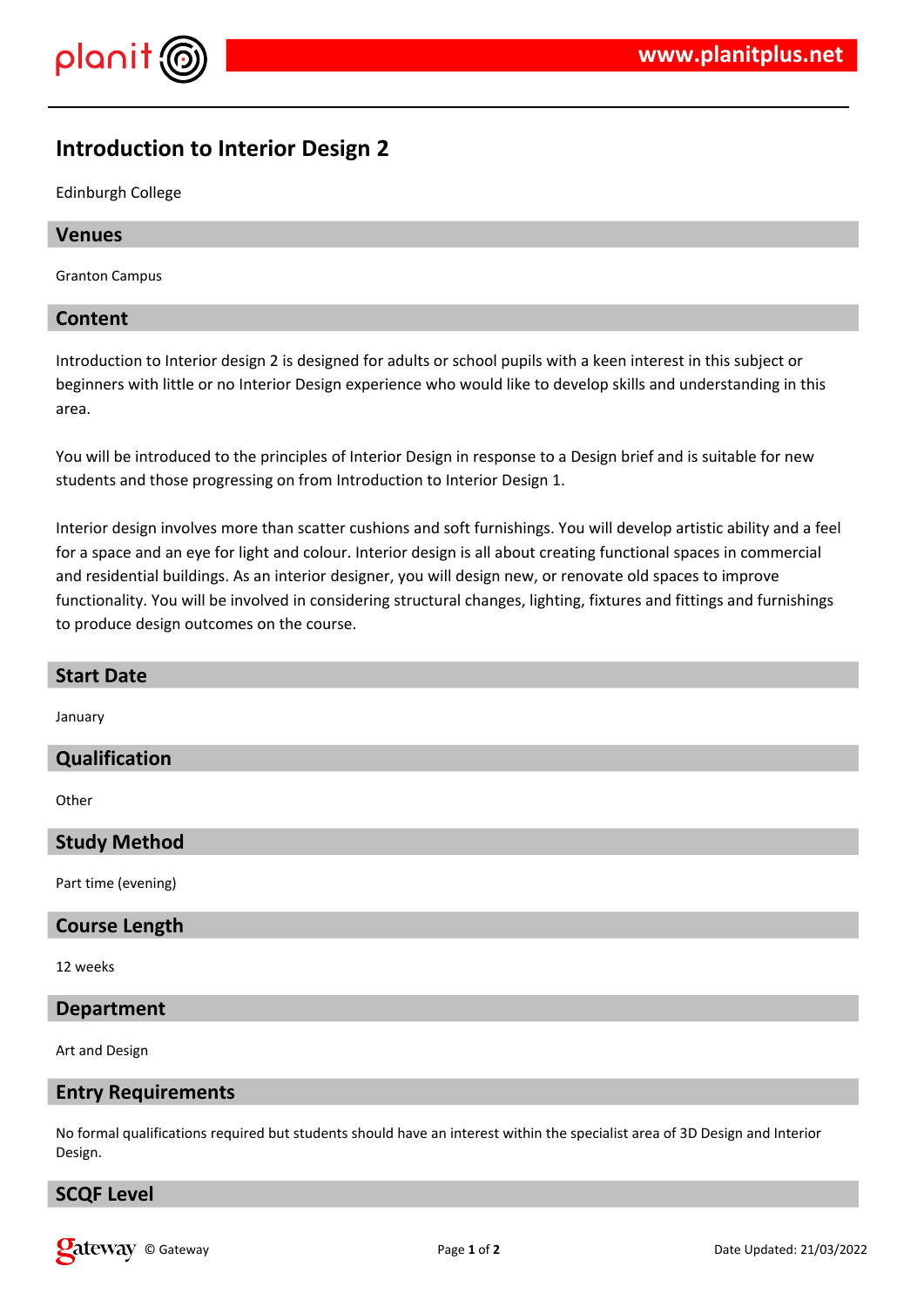# Introduction to Interior Design 2

Edinburgh College

## Venues

Granton Campus

## Content

Introduction to Interior design 2 is designed for adults or school pupils with a keen interest in this subject or beginners with little or no Interior Design experience who would like to develop skills and understanding in this area.

You will be introduced to the principles of Interior Design in response to a Design brief and is suitable for new students and those progressing on from Introduction to Interior Design 1.

Interior design involves more than scatter cushions and soft furnishings. You will develop artistic ability and a feel for a space and an eye for light and colour. Interior design is all about creating functional spaces in commercial and residential buildings. As an interior designer, you will design new, or renovate old spaces to improve functionality. You will be involved in considering structural changes, lighting, fixtures and fittings and furnishings to produce design outcomes on the course.

## Start Date

January

## Qualification

Other

## Study Method

Part time (evening)

## Course Length

12 weeks

## Department

Art and Design

## Entry Requirements

No formal qualifications required but students should have an interest within the specialist area of 3D Design and Interior Design.

## SCQF Level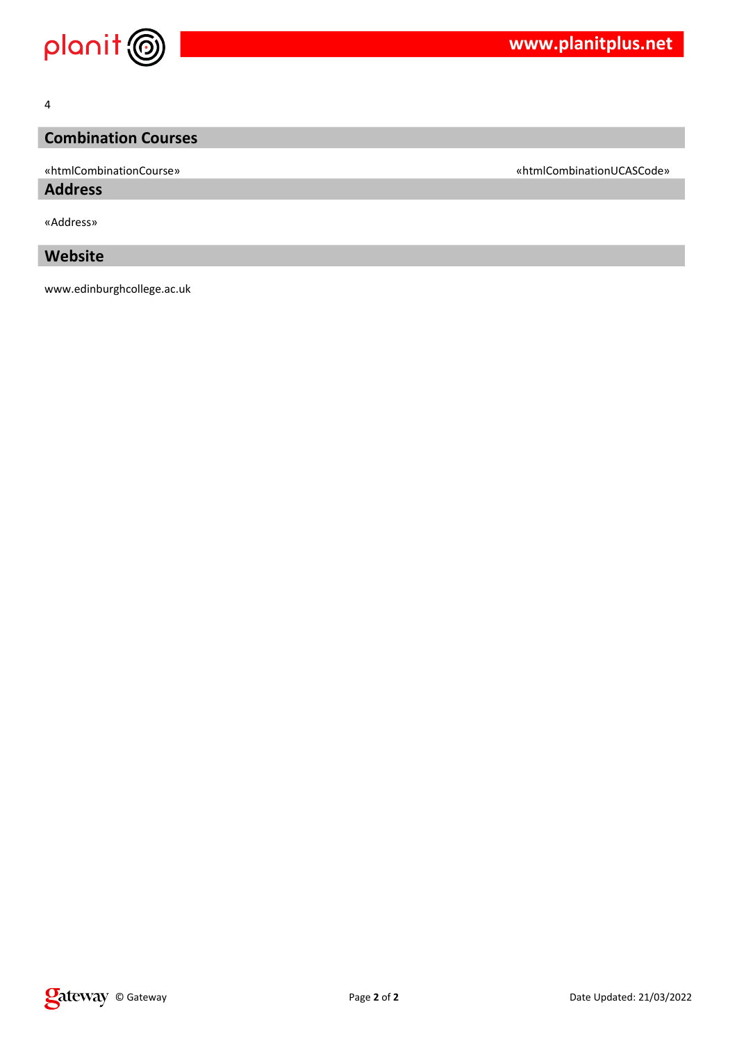4

## Combination Courses

«htmlCombinationCourse» «htmlCombinationUCASCode»

## Address

«Address»

## Website

www.edinburghcollege.ac.uk